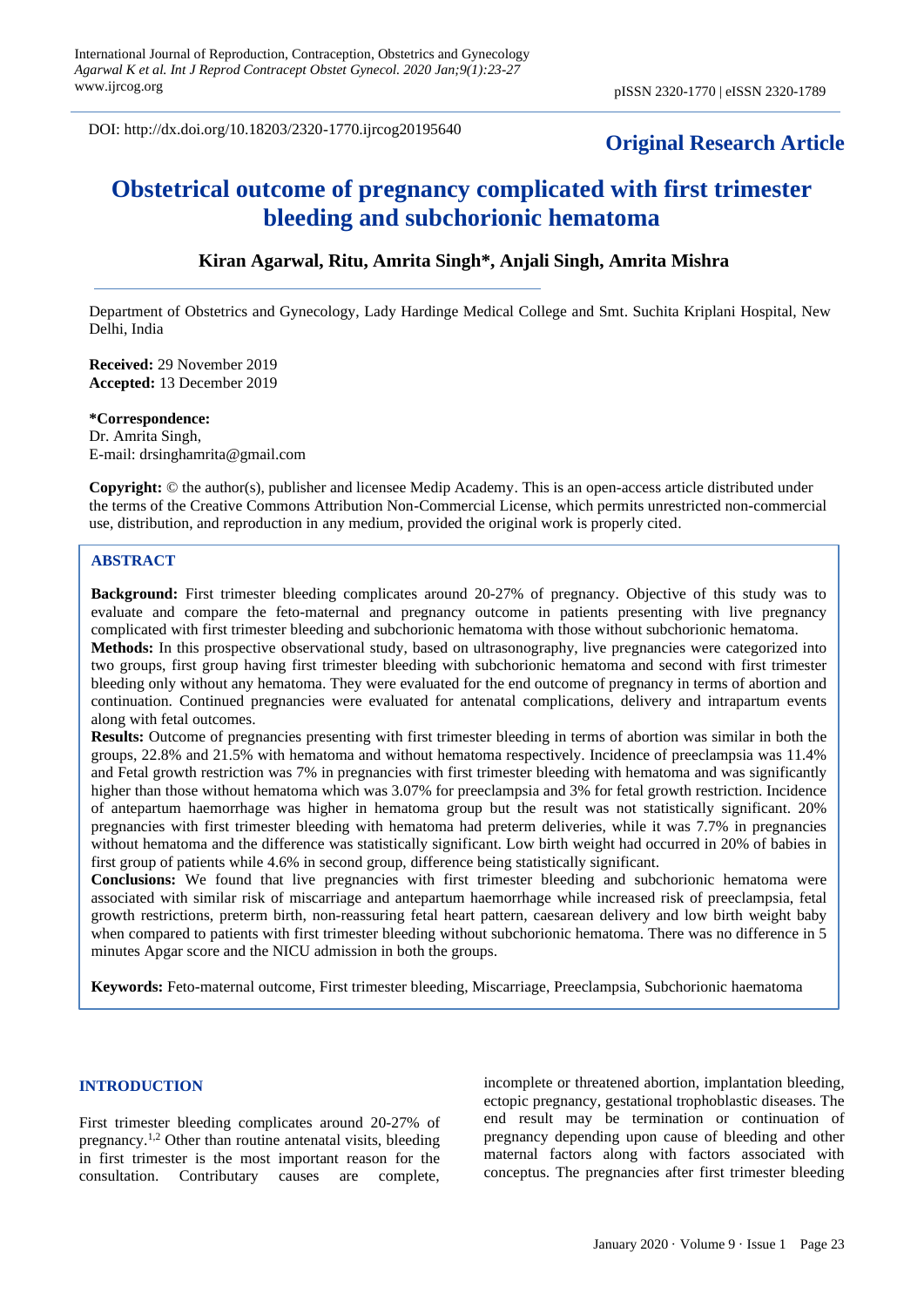DOI: http://dx.doi.org/10.18203/2320-1770.ijrcog20195640

**Original Research Article**

# Obstetrical outcome of pregnancy complicated with first trimester bleeding and subchorionic hematoma

**Kiran Agarwal, Ritu, Amrita Singh*, Anjali Singh, Amrita Mishra**

Department of Obstetrics and Gynecology, Lady Hardinge Medical College and Smt. Suchita Kriplani Hospital, New Delhi, India

**Received:** 29 November 2019
**Accepted:** 13 December 2019

***Correspondence:**
Dr. Amrita Singh,
E-mail: drsinghamrita@gmail.com

**Copyright:** © the author(s), publisher and licensee Medip Academy. This is an open-access article distributed under the terms of the Creative Commons Attribution Non-Commercial License, which permits unrestricted non-commercial use, distribution, and reproduction in any medium, provided the original work is properly cited.

## ABSTRACT

**Background:** First trimester bleeding complicates around 20-27% of pregnancy. Objective of this study was to evaluate and compare the feto-maternal and pregnancy outcome in patients presenting with live pregnancy complicated with first trimester bleeding and subchorionic hematoma with those without subchorionic hematoma.

**Methods:** In this prospective observational study, based on ultrasonography, live pregnancies were categorized into two groups, first group having first trimester bleeding with subchorionic hematoma and second with first trimester bleeding only without any hematoma. They were evaluated for the end outcome of pregnancy in terms of abortion and continuation. Continued pregnancies were evaluated for antenatal complications, delivery and intrapartum events along with fetal outcomes.

**Results:** Outcome of pregnancies presenting with first trimester bleeding in terms of abortion was similar in both the groups, 22.8% and 21.5% with hematoma and without hematoma respectively. Incidence of preeclampsia was 11.4% and Fetal growth restriction was 7% in pregnancies with first trimester bleeding with hematoma and was significantly higher than those without hematoma which was 3.07% for preeclampsia and 3% for fetal growth restriction. Incidence of antepartum haemorrhage was higher in hematoma group but the result was not statistically significant. 20% pregnancies with first trimester bleeding with hematoma had preterm deliveries, while it was 7.7% in pregnancies without hematoma and the difference was statistically significant. Low birth weight had occurred in 20% of babies in first group of patients while 4.6% in second group, difference being statistically significant.

**Conclusions:** We found that live pregnancies with first trimester bleeding and subchorionic hematoma were associated with similar risk of miscarriage and antepartum haemorrhage while increased risk of preeclampsia, fetal growth restrictions, preterm birth, non-reassuring fetal heart pattern, caesarean delivery and low birth weight baby when compared to patients with first trimester bleeding without subchorionic hematoma. There was no difference in 5 minutes Apgar score and the NICU admission in both the groups.

**Keywords:** Feto-maternal outcome, First trimester bleeding, Miscarriage, Preeclampsia, Subchorionic haematoma

## INTRODUCTION

First trimester bleeding complicates around 20-27% of pregnancy.[1,2] Other than routine antenatal visits, bleeding in first trimester is the most important reason for the consultation. Contributary causes are complete, incomplete or threatened abortion, implantation bleeding, ectopic pregnancy, gestational trophoblastic diseases. The end result may be termination or continuation of pregnancy depending upon cause of bleeding and other maternal factors along with factors associated with conceptus. The pregnancies after first trimester bleeding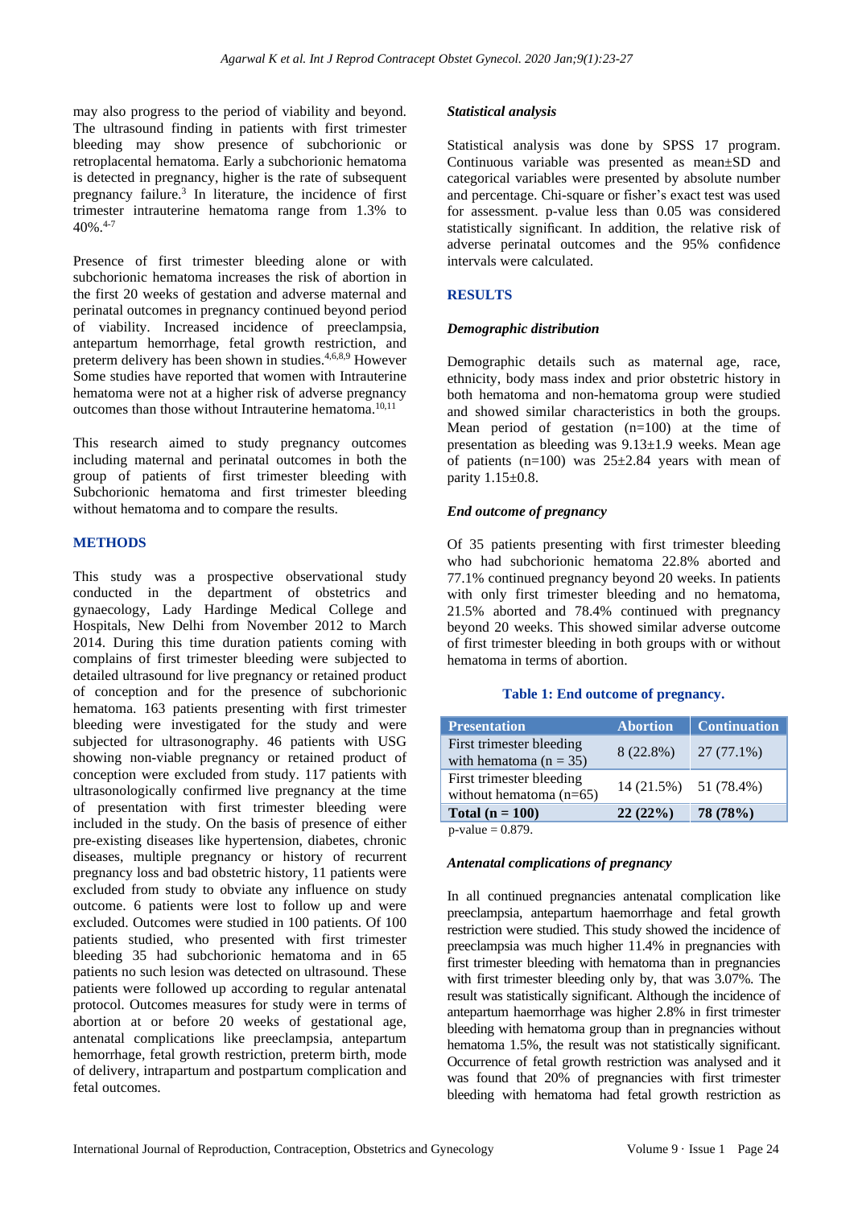may also progress to the period of viability and beyond. The ultrasound finding in patients with first trimester bleeding may show presence of subchorionic or retroplacental hematoma. Early a subchorionic hematoma is detected in pregnancy, higher is the rate of subsequent pregnancy failure.[3] In literature, the incidence of first trimester intrauterine hematoma range from 1.3% to 40%.[4-7]

Presence of first trimester bleeding alone or with subchorionic hematoma increases the risk of abortion in the first 20 weeks of gestation and adverse maternal and perinatal outcomes in pregnancy continued beyond period of viability. Increased incidence of preeclampsia, antepartum hemorrhage, fetal growth restriction, and preterm delivery has been shown in studies.[4,6,8,9] However Some studies have reported that women with Intrauterine hematoma were not at a higher risk of adverse pregnancy outcomes than those without Intrauterine hematoma.[10,11]

This research aimed to study pregnancy outcomes including maternal and perinatal outcomes in both the group of patients of first trimester bleeding with Subchorionic hematoma and first trimester bleeding without hematoma and to compare the results.

## METHODS

This study was a prospective observational study conducted in the department of obstetrics and gynaecology, Lady Hardinge Medical College and Hospitals, New Delhi from November 2012 to March 2014. During this time duration patients coming with complains of first trimester bleeding were subjected to detailed ultrasound for live pregnancy or retained product of conception and for the presence of subchorionic hematoma. 163 patients presenting with first trimester bleeding were investigated for the study and were subjected for ultrasonography. 46 patients with USG showing non-viable pregnancy or retained product of conception were excluded from study. 117 patients with ultrasonologically confirmed live pregnancy at the time of presentation with first trimester bleeding were included in the study. On the basis of presence of either pre-existing diseases like hypertension, diabetes, chronic diseases, multiple pregnancy or history of recurrent pregnancy loss and bad obstetric history, 11 patients were excluded from study to obviate any influence on study outcome. 6 patients were lost to follow up and were excluded. Outcomes were studied in 100 patients. Of 100 patients studied, who presented with first trimester bleeding 35 had subchorionic hematoma and in 65 patients no such lesion was detected on ultrasound. These patients were followed up according to regular antenatal protocol. Outcomes measures for study were in terms of abortion at or before 20 weeks of gestational age, antenatal complications like preeclampsia, antepartum hemorrhage, fetal growth restriction, preterm birth, mode of delivery, intrapartum and postpartum complication and fetal outcomes.

### *Statistical analysis*

Statistical analysis was done by SPSS 17 program. Continuous variable was presented as mean±SD and categorical variables were presented by absolute number and percentage. Chi-square or fisher's exact test was used for assessment. p-value less than 0.05 was considered statistically significant. In addition, the relative risk of adverse perinatal outcomes and the 95% confidence intervals were calculated.

## RESULTS

### *Demographic distribution*

Demographic details such as maternal age, race, ethnicity, body mass index and prior obstetric history in both hematoma and non-hematoma group were studied and showed similar characteristics in both the groups. Mean period of gestation (n=100) at the time of presentation as bleeding was 9.13±1.9 weeks. Mean age of patients (n=100) was 25±2.84 years with mean of parity 1.15±0.8.

### *End outcome of pregnancy*

Of 35 patients presenting with first trimester bleeding who had subchorionic hematoma 22.8% aborted and 77.1% continued pregnancy beyond 20 weeks. In patients with only first trimester bleeding and no hematoma, 21.5% aborted and 78.4% continued with pregnancy beyond 20 weeks. This showed similar adverse outcome of first trimester bleeding in both groups with or without hematoma in terms of abortion.

**Table 1: End outcome of pregnancy.**

| Presentation | Abortion | Continuation |
|---|---|---|
| First trimester bleeding with hematoma (n = 35) | 8 (22.8%) | 27 (77.1%) |
| First trimester bleeding without hematoma (n=65) | 14 (21.5%) | 51 (78.4%) |
| **Total (n = 100)** | **22 (22%)** | **78 (78%)** |

p-value = 0.879.

### *Antenatal complications of pregnancy*

In all continued pregnancies antenatal complication like preeclampsia, antepartum haemorrhage and fetal growth restriction were studied. This study showed the incidence of preeclampsia was much higher 11.4% in pregnancies with first trimester bleeding with hematoma than in pregnancies with first trimester bleeding only by, that was 3.07%. The result was statistically significant. Although the incidence of antepartum haemorrhage was higher 2.8% in first trimester bleeding with hematoma group than in pregnancies without hematoma 1.5%, the result was not statistically significant. Occurrence of fetal growth restriction was analysed and it was found that 20% of pregnancies with first trimester bleeding with hematoma had fetal growth restriction as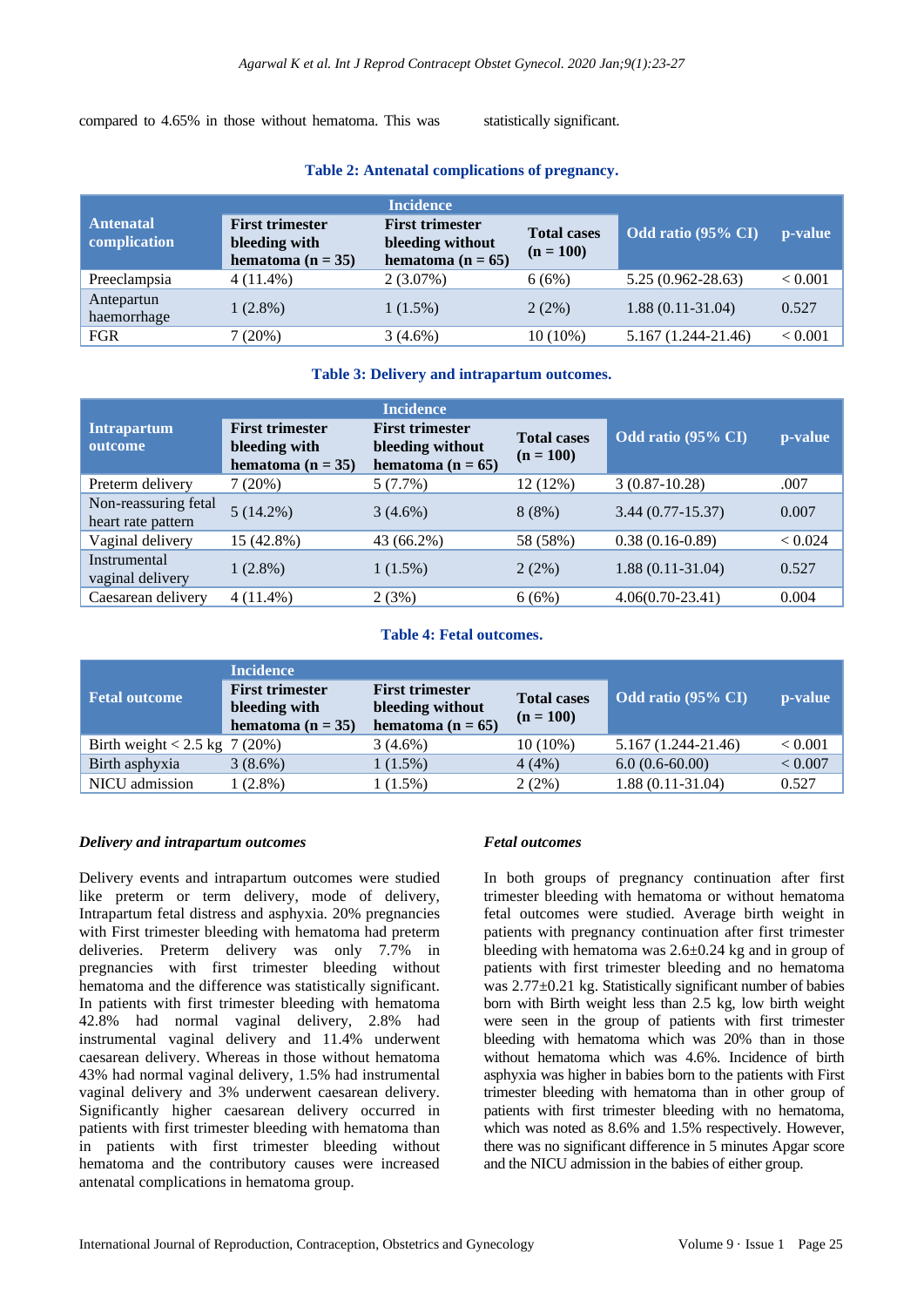compared to 4.65% in those without hematoma. This was statistically significant.

**Table 2: Antenatal complications of pregnancy.**

| Antenatal complication | Incidence | | | Odd ratio (95% CI) | p-value |
|---|---|---|---|---|---|
| | First trimester bleeding with hematoma (n = 35) | First trimester bleeding without hematoma (n = 65) | Total cases (n = 100) | | |
| Preeclampsia | 4 (11.4%) | 2 (3.07%) | 6 (6%) | 5.25 (0.962-28.63) | < 0.001 |
| Antepartum haemorrhage | 1 (2.8%) | 1 (1.5%) | 2 (2%) | 1.88 (0.11-31.04) | 0.527 |
| FGR | 7 (20%) | 3 (4.6%) | 10 (10%) | 5.167 (1.244-21.46) | < 0.001 |

**Table 3: Delivery and intrapartum outcomes.**

| Intrapartum outcome | Incidence | | | Odd ratio (95% CI) | p-value |
|---|---|---|---|---|---|
| | First trimester bleeding with hematoma (n = 35) | First trimester bleeding without hematoma (n = 65) | Total cases (n = 100) | | |
| Preterm delivery | 7 (20%) | 5 (7.7%) | 12 (12%) | 3 (0.87-10.28) | .007 |
| Non-reassuring fetal heart rate pattern | 5 (14.2%) | 3 (4.6%) | 8 (8%) | 3.44 (0.77-15.37) | 0.007 |
| Vaginal delivery | 15 (42.8%) | 43 (66.2%) | 58 (58%) | 0.38 (0.16-0.89) | < 0.024 |
| Instrumental vaginal delivery | 1 (2.8%) | 1 (1.5%) | 2 (2%) | 1.88 (0.11-31.04) | 0.527 |
| Caesarean delivery | 4 (11.4%) | 2 (3%) | 6 (6%) | 4.06(0.70-23.41) | 0.004 |

**Table 4: Fetal outcomes.**

| Fetal outcome | Incidence | | | Odd ratio (95% CI) | p-value |
|---|---|---|---|---|---|
| | First trimester bleeding with hematoma (n = 35) | First trimester bleeding without hematoma (n = 65) | Total cases (n = 100) | | |
| Birth weight < 2.5 kg | 7 (20%) | 3 (4.6%) | 10 (10%) | 5.167 (1.244-21.46) | < 0.001 |
| Birth asphyxia | 3 (8.6%) | 1 (1.5%) | 4 (4%) | 6.0 (0.6-60.00) | < 0.007 |
| NICU admission | 1 (2.8%) | 1 (1.5%) | 2 (2%) | 1.88 (0.11-31.04) | 0.527 |

### *Delivery and intrapartum outcomes*

Delivery events and intrapartum outcomes were studied like preterm or term delivery, mode of delivery, Intrapartum fetal distress and asphyxia. 20% pregnancies with First trimester bleeding with hematoma had preterm deliveries. Preterm delivery was only 7.7% in pregnancies with first trimester bleeding without hematoma and the difference was statistically significant. In patients with first trimester bleeding with hematoma 42.8% had normal vaginal delivery, 2.8% had instrumental vaginal delivery and 11.4% underwent caesarean delivery. Whereas in those without hematoma 43% had normal vaginal delivery, 1.5% had instrumental vaginal delivery and 3% underwent caesarean delivery. Significantly higher caesarean delivery occurred in patients with first trimester bleeding with hematoma than in patients with first trimester bleeding without hematoma and the contributory causes were increased antenatal complications in hematoma group.

### *Fetal outcomes*

In both groups of pregnancy continuation after first trimester bleeding with hematoma or without hematoma fetal outcomes were studied. Average birth weight in patients with pregnancy continuation after first trimester bleeding with hematoma was 2.6±0.24 kg and in group of patients with first trimester bleeding and no hematoma was 2.77±0.21 kg. Statistically significant number of babies born with Birth weight less than 2.5 kg, low birth weight were seen in the group of patients with first trimester bleeding with hematoma which was 20% than in those without hematoma which was 4.6%. Incidence of birth asphyxia was higher in babies born to the patients with First trimester bleeding with hematoma than in other group of patients with first trimester bleeding with no hematoma, which was noted as 8.6% and 1.5% respectively. However, there was no significant difference in 5 minutes Apgar score and the NICU admission in the babies of either group.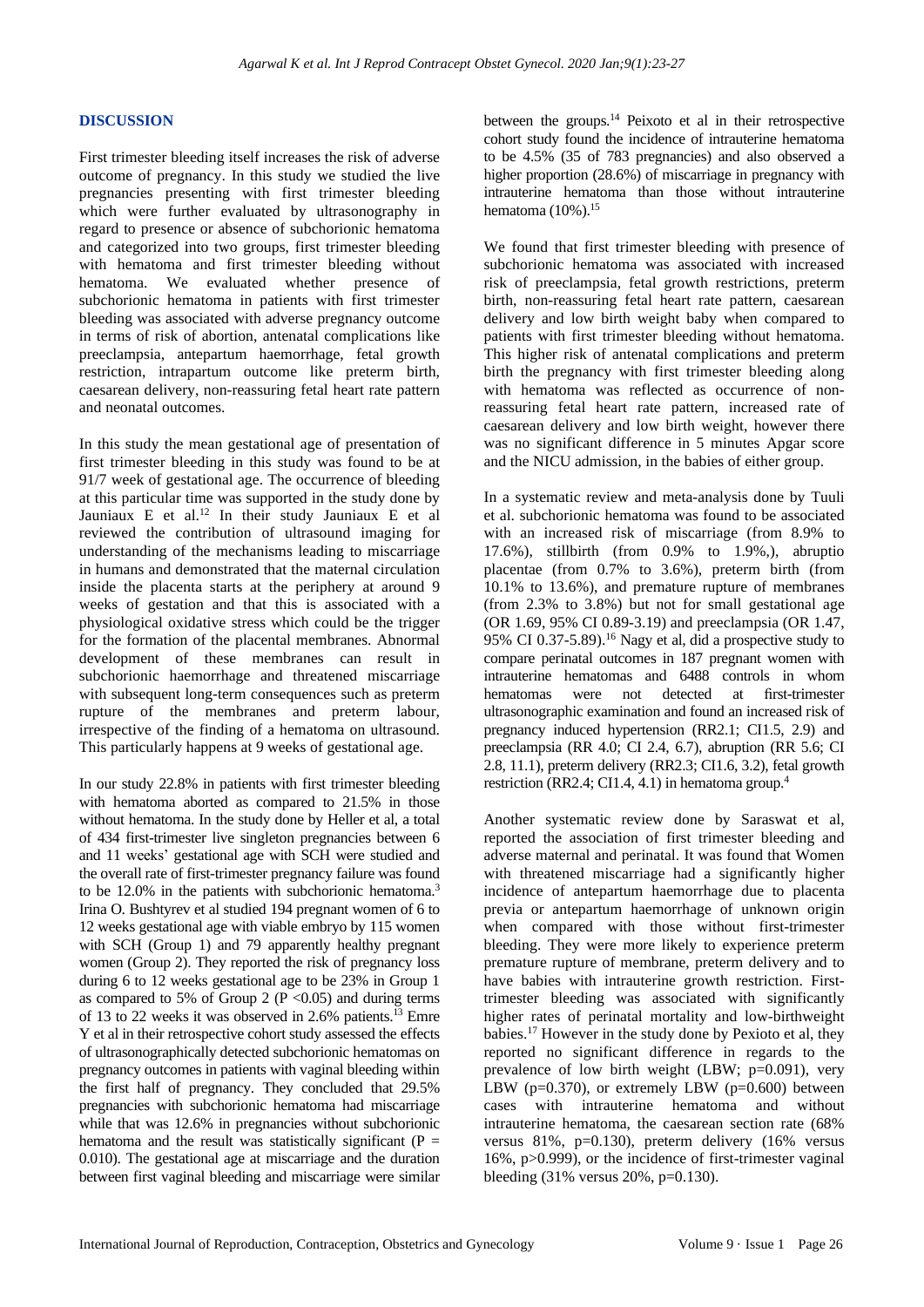## DISCUSSION

First trimester bleeding itself increases the risk of adverse outcome of pregnancy. In this study we studied the live pregnancies presenting with first trimester bleeding which were further evaluated by ultrasonography in regard to presence or absence of subchorionic hematoma and categorized into two groups, first trimester bleeding with hematoma and first trimester bleeding without hematoma. We evaluated whether presence of subchorionic hematoma in patients with first trimester bleeding was associated with adverse pregnancy outcome in terms of risk of abortion, antenatal complications like preeclampsia, antepartum haemorrhage, fetal growth restriction, intrapartum outcome like preterm birth, caesarean delivery, non-reassuring fetal heart rate pattern and neonatal outcomes.

In this study the mean gestational age of presentation of first trimester bleeding in this study was found to be at 9[1/7] week of gestational age. The occurrence of bleeding at this particular time was supported in the study done by Jauniaux E et al.[12] In their study Jauniaux E et al reviewed the contribution of ultrasound imaging for understanding of the mechanisms leading to miscarriage in humans and demonstrated that the maternal circulation inside the placenta starts at the periphery at around 9 weeks of gestation and that this is associated with a physiological oxidative stress which could be the trigger for the formation of the placental membranes. Abnormal development of these membranes can result in subchorionic haemorrhage and threatened miscarriage with subsequent long-term consequences such as preterm rupture of the membranes and preterm labour, irrespective of the finding of a hematoma on ultrasound. This particularly happens at 9 weeks of gestational age.

In our study 22.8% in patients with first trimester bleeding with hematoma aborted as compared to 21.5% in those without hematoma. In the study done by Heller et al, a total of 434 first-trimester live singleton pregnancies between 6 and 11 weeks' gestational age with SCH were studied and the overall rate of first-trimester pregnancy failure was found to be 12.0% in the patients with subchorionic hematoma.[3] Irina O. Bushtyrev et al studied 194 pregnant women of 6 to 12 weeks gestational age with viable embryo by 115 women with SCH (Group 1) and 79 apparently healthy pregnant women (Group 2). They reported the risk of pregnancy loss during 6 to 12 weeks gestational age to be 23% in Group 1 as compared to 5% of Group 2 ($P < 0.05$) and during terms of 13 to 22 weeks it was observed in 2.6% patients.[13] Emre Y et al in their retrospective cohort study assessed the effects of ultrasonographically detected subchorionic hematomas on pregnancy outcomes in patients with vaginal bleeding within the first half of pregnancy. They concluded that 29.5% pregnancies with subchorionic hematoma had miscarriage while that was 12.6% in pregnancies without subchorionic hematoma and the result was statistically significant ($P = 0.010$). The gestational age at miscarriage and the duration between first vaginal bleeding and miscarriage were similar between the groups.[14] Peixoto et al in their retrospective cohort study found the incidence of intrauterine hematoma to be 4.5% (35 of 783 pregnancies) and also observed a higher proportion (28.6%) of miscarriage in pregnancy with intrauterine hematoma than those without intrauterine hematoma (10%).[15]

We found that first trimester bleeding with presence of subchorionic hematoma was associated with increased risk of preeclampsia, fetal growth restrictions, preterm birth, non-reassuring fetal heart rate pattern, caesarean delivery and low birth weight baby when compared to patients with first trimester bleeding without hematoma. This higher risk of antenatal complications and preterm birth the pregnancy with first trimester bleeding along with hematoma was reflected as occurrence of non-reassuring fetal heart rate pattern, increased rate of caesarean delivery and low birth weight, however there was no significant difference in 5 minutes Apgar score and the NICU admission, in the babies of either group.

In a systematic review and meta-analysis done by Tuuli et al. subchorionic hematoma was found to be associated with an increased risk of miscarriage (from 8.9% to 17.6%), stillbirth (from 0.9% to 1.9%,), abruptio placentae (from 0.7% to 3.6%), preterm birth (from 10.1% to 13.6%), and premature rupture of membranes (from 2.3% to 3.8%) but not for small gestational age (OR 1.69, 95% CI 0.89-3.19) and preeclampsia (OR 1.47, 95% CI 0.37-5.89).[16] Nagy et al, did a prospective study to compare perinatal outcomes in 187 pregnant women with intrauterine hematomas and 6488 controls in whom hematomas were not detected at first-trimester ultrasonographic examination and found an increased risk of pregnancy induced hypertension (RR2.1; CI1.5, 2.9) and preeclampsia (RR 4.0; CI 2.4, 6.7), abruption (RR 5.6; CI 2.8, 11.1), preterm delivery (RR2.3; CI1.6, 3.2), fetal growth restriction (RR2.4; CI1.4, 4.1) in hematoma group.[4]

Another systematic review done by Saraswat et al, reported the association of first trimester bleeding and adverse maternal and perinatal. It was found that Women with threatened miscarriage had a significantly higher incidence of antepartum haemorrhage due to placenta previa or antepartum haemorrhage of unknown origin when compared with those without first-trimester bleeding. They were more likely to experience preterm premature rupture of membrane, preterm delivery and to have babies with intrauterine growth restriction. First-trimester bleeding was associated with significantly higher rates of perinatal mortality and low-birthweight babies.[17] However in the study done by Pexioto et al, they reported no significant difference in regards to the prevalence of low birth weight (LBW; p=0.091), very LBW (p=0.370), or extremely LBW (p=0.600) between cases with intrauterine hematoma and without intrauterine hematoma, the caesarean section rate (68% versus 81%, p=0.130), preterm delivery (16% versus 16%, p>0.999), or the incidence of first-trimester vaginal bleeding (31% versus 20%, p=0.130).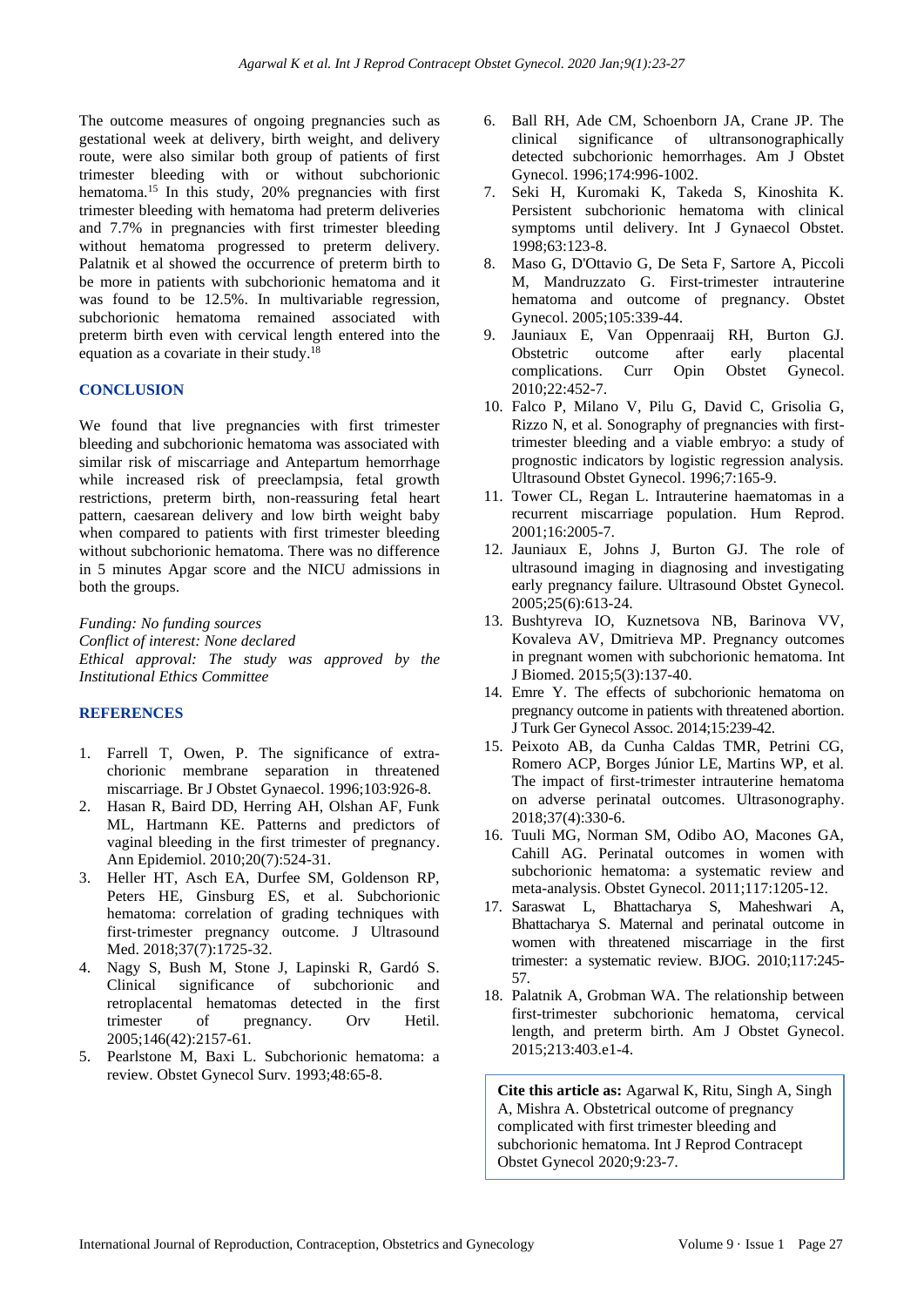The outcome measures of ongoing pregnancies such as gestational week at delivery, birth weight, and delivery route, were also similar both group of patients of first trimester bleeding with or without subchorionic hematoma.[15] In this study, 20% pregnancies with first trimester bleeding with hematoma had preterm deliveries and 7.7% in pregnancies with first trimester bleeding without hematoma progressed to preterm delivery. Palatnik et al showed the occurrence of preterm birth to be more in patients with subchorionic hematoma and it was found to be 12.5%. In multivariable regression, subchorionic hematoma remained associated with preterm birth even with cervical length entered into the equation as a covariate in their study.[18]

## CONCLUSION

We found that live pregnancies with first trimester bleeding and subchorionic hematoma was associated with similar risk of miscarriage and Antepartum hemorrhage while increased risk of preeclampsia, fetal growth restrictions, preterm birth, non-reassuring fetal heart pattern, caesarean delivery and low birth weight baby when compared to patients with first trimester bleeding without subchorionic hematoma. There was no difference in 5 minutes Apgar score and the NICU admissions in both the groups.

*Funding: No funding sources*
*Conflict of interest: None declared*
*Ethical approval: The study was approved by the Institutional Ethics Committee*

## REFERENCES

1. Farrell T, Owen, P. The significance of extra-chorionic membrane separation in threatened miscarriage. Br J Obstet Gynaecol. 1996;103:926-8.
2. Hasan R, Baird DD, Herring AH, Olshan AF, Funk ML, Hartmann KE. Patterns and predictors of vaginal bleeding in the first trimester of pregnancy. Ann Epidemiol. 2010;20(7):524-31.
3. Heller HT, Asch EA, Durfee SM, Goldenson RP, Peters HE, Ginsburg ES, et al. Subchorionic hematoma: correlation of grading techniques with first-trimester pregnancy outcome. J Ultrasound Med. 2018;37(7):1725-32.
4. Nagy S, Bush M, Stone J, Lapinski R, Gardó S. Clinical significance of subchorionic and retroplacental hematomas detected in the first trimester of pregnancy. Orv Hetil. 2005;146(42):2157-61.
5. Pearlstone M, Baxi L. Subchorionic hematoma: a review. Obstet Gynecol Surv. 1993;48:65-8.
6. Ball RH, Ade CM, Schoenborn JA, Crane JP. The clinical significance of ultransonographically detected subchorionic hemorrhages. Am J Obstet Gynecol. 1996;174:996-1002.
7. Seki H, Kuromaki K, Takeda S, Kinoshita K. Persistent subchorionic hematoma with clinical symptoms until delivery. Int J Gynaecol Obstet. 1998;63:123-8.
8. Maso G, D'Ottavio G, De Seta F, Sartore A, Piccoli M, Mandruzzato G. First-trimester intrauterine hematoma and outcome of pregnancy. Obstet Gynecol. 2005;105:339-44.
9. Jauniaux E, Van Oppenraaij RH, Burton GJ. Obstetric outcome after early placental complications. Curr Opin Obstet Gynecol. 2010;22:452-7.
10. Falco P, Milano V, Pilu G, David C, Grisolia G, Rizzo N, et al. Sonography of pregnancies with first-trimester bleeding and a viable embryo: a study of prognostic indicators by logistic regression analysis. Ultrasound Obstet Gynecol. 1996;7:165-9.
11. Tower CL, Regan L. Intrauterine haematomas in a recurrent miscarriage population. Hum Reprod. 2001;16:2005-7.
12. Jauniaux E, Johns J, Burton GJ. The role of ultrasound imaging in diagnosing and investigating early pregnancy failure. Ultrasound Obstet Gynecol. 2005;25(6):613-24.
13. Bushtyreva IO, Kuznetsova NB, Barinova VV, Kovaleva AV, Dmitrieva MP. Pregnancy outcomes in pregnant women with subchorionic hematoma. Int J Biomed. 2015;5(3):137-40.
14. Emre Y. The effects of subchorionic hematoma on pregnancy outcome in patients with threatened abortion. J Turk Ger Gynecol Assoc. 2014;15:239-42.
15. Peixoto AB, da Cunha Caldas TMR, Petrini CG, Romero ACP, Borges Júnior LE, Martins WP, et al. The impact of first-trimester intrauterine hematoma on adverse perinatal outcomes. Ultrasonography. 2018;37(4):330-6.
16. Tuuli MG, Norman SM, Odibo AO, Macones GA, Cahill AG. Perinatal outcomes in women with subchorionic hematoma: a systematic review and meta-analysis. Obstet Gynecol. 2011;117:1205-12.
17. Saraswat L, Bhattacharya S, Maheshwari A, Bhattacharya S. Maternal and perinatal outcome in women with threatened miscarriage in the first trimester: a systematic review. BJOG. 2010;117:245-57.
18. Palatnik A, Grobman WA. The relationship between first-trimester subchorionic hematoma, cervical length, and preterm birth. Am J Obstet Gynecol. 2015;213:403.e1-4.

**Cite this article as:** Agarwal K, Ritu, Singh A, Singh A, Mishra A. Obstetrical outcome of pregnancy complicated with first trimester bleeding and subchorionic hematoma. Int J Reprod Contracept Obstet Gynecol 2020;9:23-7.